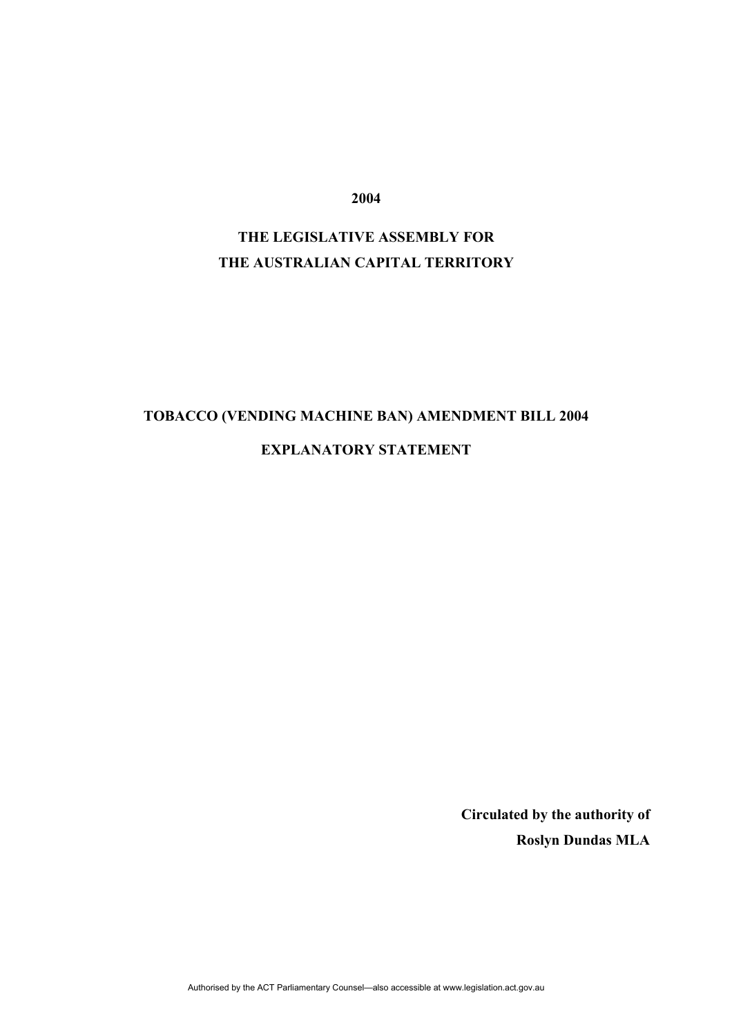**2004**

**THE LEGISLATIVE ASSEMBLY FOR**
**THE AUSTRALIAN CAPITAL TERRITORY**

**TOBACCO (VENDING MACHINE BAN) AMENDMENT BILL 2004**

**EXPLANATORY STATEMENT**

**Circulated by the authority of**
**Roslyn Dundas MLA**

Authorised by the ACT Parliamentary Counsel—also accessible at www.legislation.act.gov.au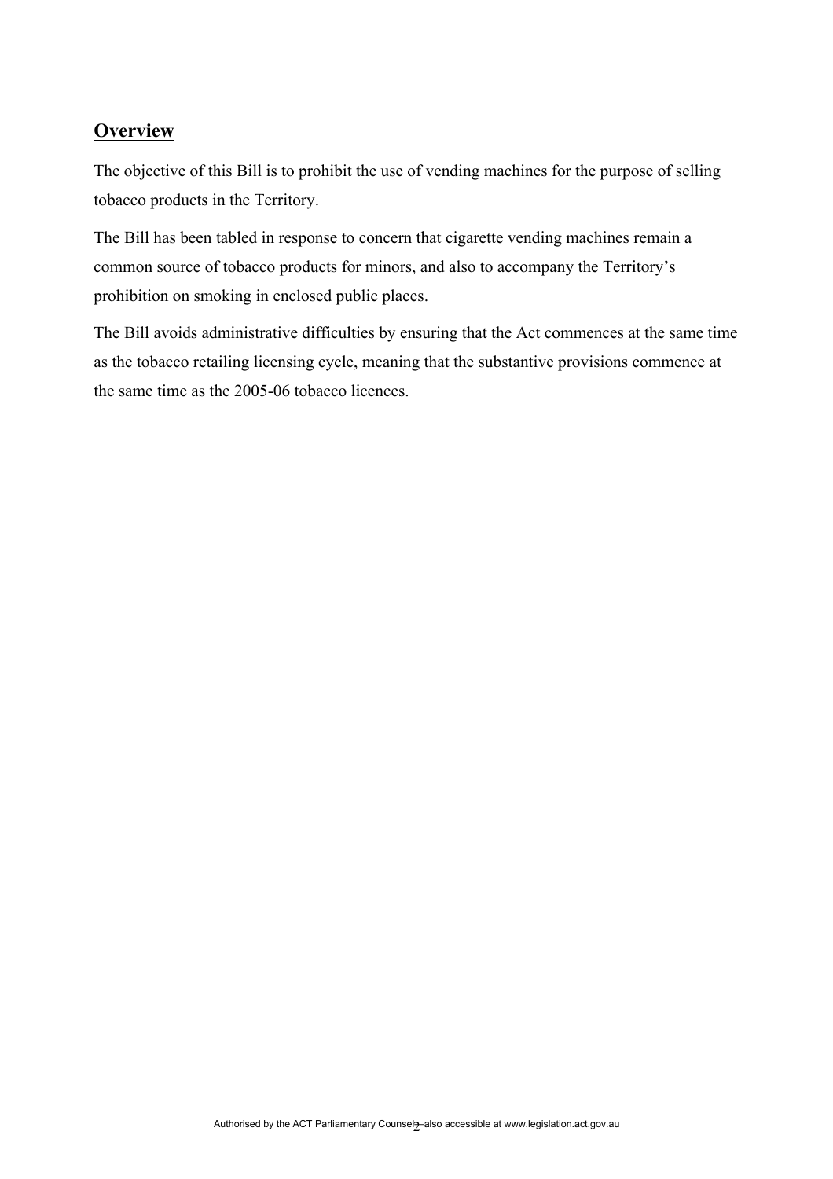## Overview

The objective of this Bill is to prohibit the use of vending machines for the purpose of selling tobacco products in the Territory.

The Bill has been tabled in response to concern that cigarette vending machines remain a common source of tobacco products for minors, and also to accompany the Territory's prohibition on smoking in enclosed public places.

The Bill avoids administrative difficulties by ensuring that the Act commences at the same time as the tobacco retailing licensing cycle, meaning that the substantive provisions commence at the same time as the 2005-06 tobacco licences.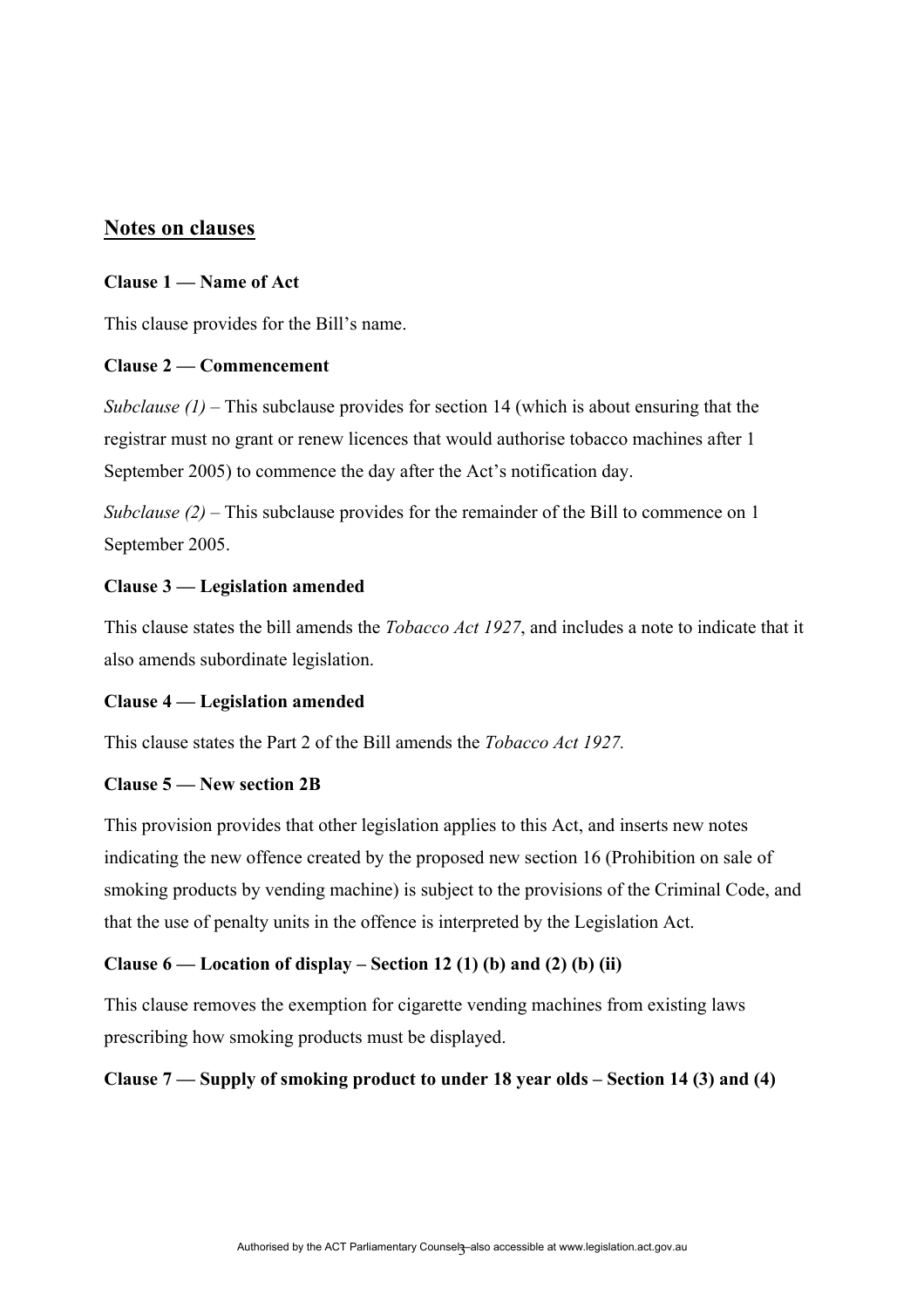## Notes on clauses

**Clause 1 — Name of Act**

This clause provides for the Bill's name.

**Clause 2 — Commencement**

*Subclause (1)* – This subclause provides for section 14 (which is about ensuring that the registrar must no grant or renew licences that would authorise tobacco machines after 1 September 2005) to commence the day after the Act's notification day.

*Subclause (2)* – This subclause provides for the remainder of the Bill to commence on 1 September 2005.

**Clause 3 — Legislation amended**

This clause states the bill amends the *Tobacco Act 1927*, and includes a note to indicate that it also amends subordinate legislation.

**Clause 4 — Legislation amended**

This clause states the Part 2 of the Bill amends the *Tobacco Act 1927.*

**Clause 5 — New section 2B**

This provision provides that other legislation applies to this Act, and inserts new notes indicating the new offence created by the proposed new section 16 (Prohibition on sale of smoking products by vending machine) is subject to the provisions of the Criminal Code, and that the use of penalty units in the offence is interpreted by the Legislation Act.

**Clause 6 — Location of display – Section 12 (1) (b) and (2) (b) (ii)**

This clause removes the exemption for cigarette vending machines from existing laws prescribing how smoking products must be displayed.

**Clause 7 — Supply of smoking product to under 18 year olds – Section 14 (3) and (4)**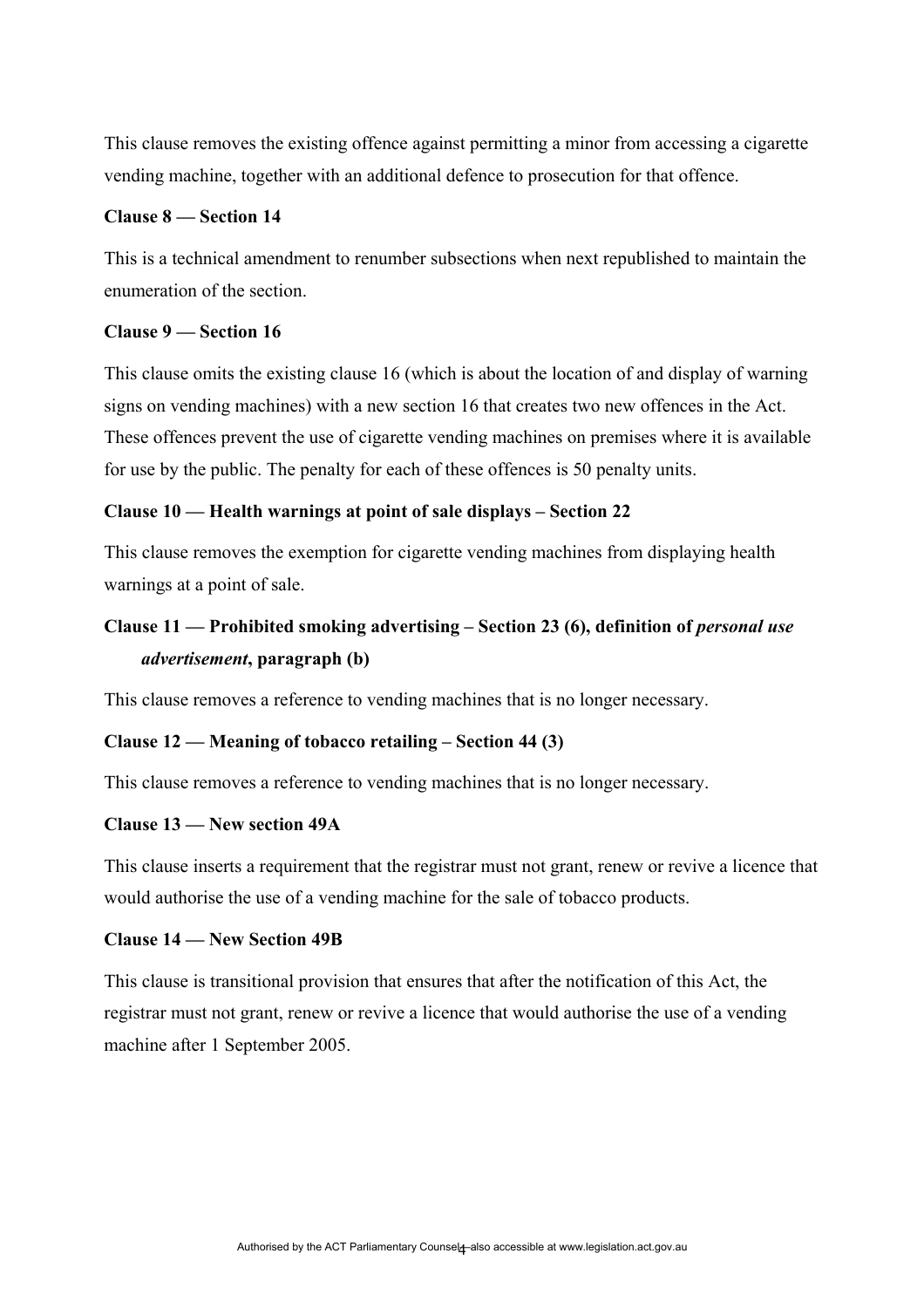This clause removes the existing offence against permitting a minor from accessing a cigarette vending machine, together with an additional defence to prosecution for that offence.

**Clause 8 — Section 14**

This is a technical amendment to renumber subsections when next republished to maintain the enumeration of the section.

**Clause 9 — Section 16**

This clause omits the existing clause 16 (which is about the location of and display of warning signs on vending machines) with a new section 16 that creates two new offences in the Act. These offences prevent the use of cigarette vending machines on premises where it is available for use by the public. The penalty for each of these offences is 50 penalty units.

**Clause 10 — Health warnings at point of sale displays – Section 22**

This clause removes the exemption for cigarette vending machines from displaying health warnings at a point of sale.

**Clause 11 — Prohibited smoking advertising – Section 23 (6), definition of *personal use advertisement*, paragraph (b)**

This clause removes a reference to vending machines that is no longer necessary.

**Clause 12 — Meaning of tobacco retailing – Section 44 (3)**

This clause removes a reference to vending machines that is no longer necessary.

**Clause 13 — New section 49A**

This clause inserts a requirement that the registrar must not grant, renew or revive a licence that would authorise the use of a vending machine for the sale of tobacco products.

**Clause 14 — New Section 49B**

This clause is transitional provision that ensures that after the notification of this Act, the registrar must not grant, renew or revive a licence that would authorise the use of a vending machine after 1 September 2005.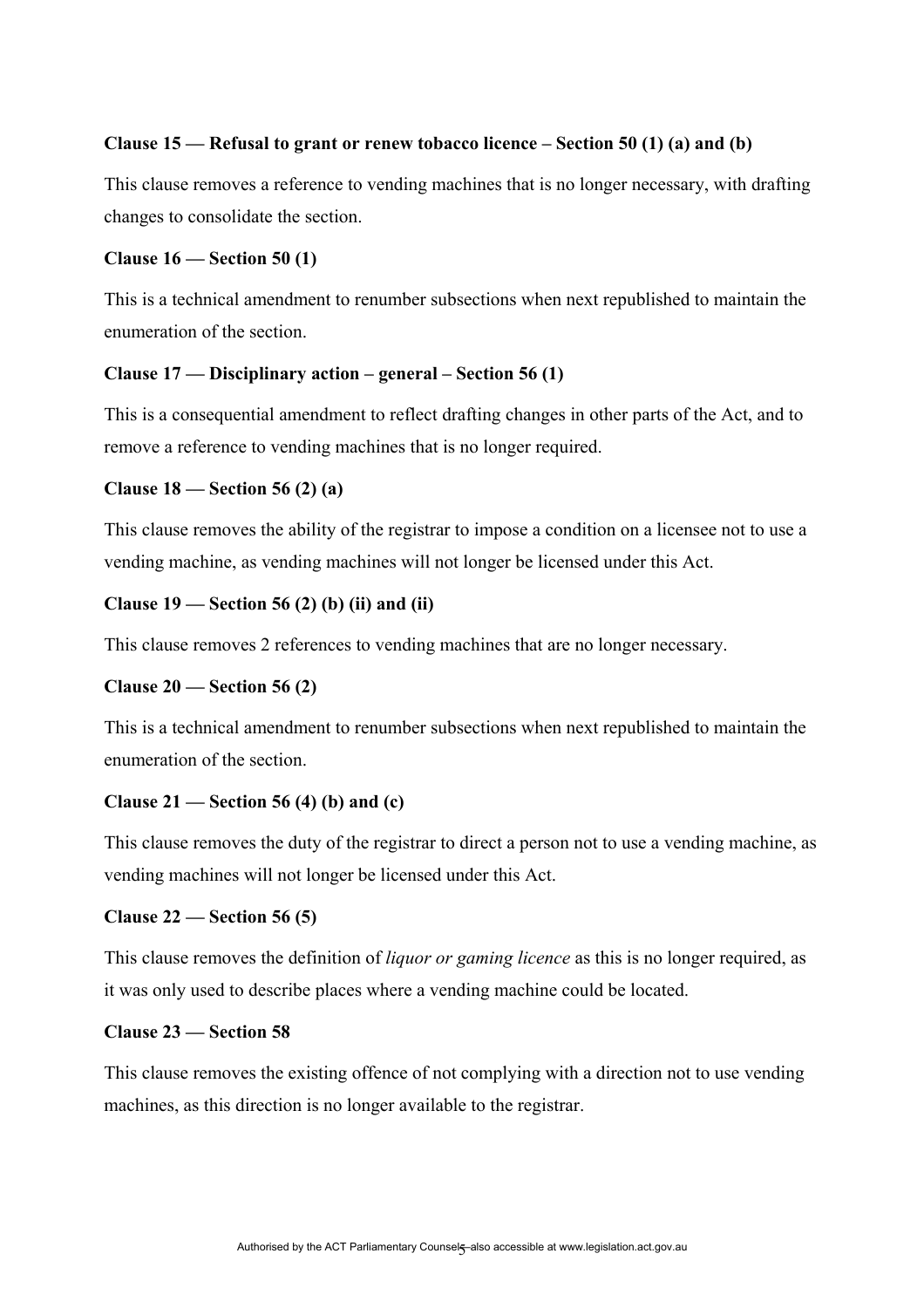**Clause 15 — Refusal to grant or renew tobacco licence – Section 50 (1) (a) and (b)**

This clause removes a reference to vending machines that is no longer necessary, with drafting changes to consolidate the section.

**Clause 16 — Section 50 (1)**

This is a technical amendment to renumber subsections when next republished to maintain the enumeration of the section.

**Clause 17 — Disciplinary action – general – Section 56 (1)**

This is a consequential amendment to reflect drafting changes in other parts of the Act, and to remove a reference to vending machines that is no longer required.

**Clause 18 — Section 56 (2) (a)**

This clause removes the ability of the registrar to impose a condition on a licensee not to use a vending machine, as vending machines will not longer be licensed under this Act.

**Clause 19 — Section 56 (2) (b) (ii) and (ii)**

This clause removes 2 references to vending machines that are no longer necessary.

**Clause 20 — Section 56 (2)**

This is a technical amendment to renumber subsections when next republished to maintain the enumeration of the section.

**Clause 21 — Section 56 (4) (b) and (c)**

This clause removes the duty of the registrar to direct a person not to use a vending machine, as vending machines will not longer be licensed under this Act.

**Clause 22 — Section 56 (5)**

This clause removes the definition of *liquor or gaming licence* as this is no longer required, as it was only used to describe places where a vending machine could be located.

**Clause 23 — Section 58**

This clause removes the existing offence of not complying with a direction not to use vending machines, as this direction is no longer available to the registrar.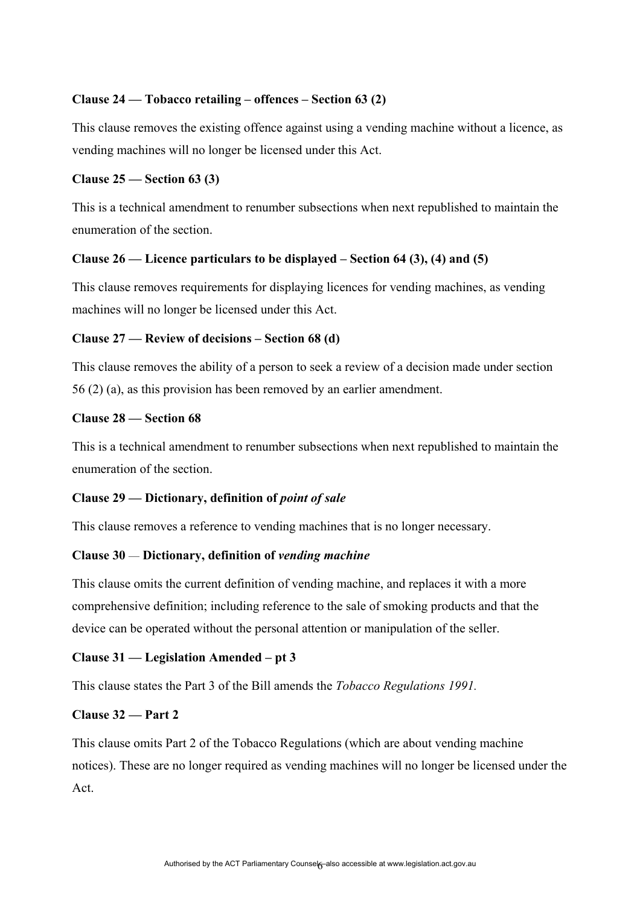**Clause 24 — Tobacco retailing – offences – Section 63 (2)**

This clause removes the existing offence against using a vending machine without a licence, as vending machines will no longer be licensed under this Act.

**Clause 25 — Section 63 (3)**

This is a technical amendment to renumber subsections when next republished to maintain the enumeration of the section.

**Clause 26 — Licence particulars to be displayed – Section 64 (3), (4) and (5)**

This clause removes requirements for displaying licences for vending machines, as vending machines will no longer be licensed under this Act.

**Clause 27 — Review of decisions – Section 68 (d)**

This clause removes the ability of a person to seek a review of a decision made under section 56 (2) (a), as this provision has been removed by an earlier amendment.

**Clause 28 — Section 68**

This is a technical amendment to renumber subsections when next republished to maintain the enumeration of the section.

**Clause 29 — Dictionary, definition of *point of sale***

This clause removes a reference to vending machines that is no longer necessary.

**Clause 30 — Dictionary, definition of *vending machine***

This clause omits the current definition of vending machine, and replaces it with a more comprehensive definition; including reference to the sale of smoking products and that the device can be operated without the personal attention or manipulation of the seller.

**Clause 31 — Legislation Amended – pt 3**

This clause states the Part 3 of the Bill amends the *Tobacco Regulations 1991.*

**Clause 32 — Part 2**

This clause omits Part 2 of the Tobacco Regulations (which are about vending machine notices). These are no longer required as vending machines will no longer be licensed under the Act.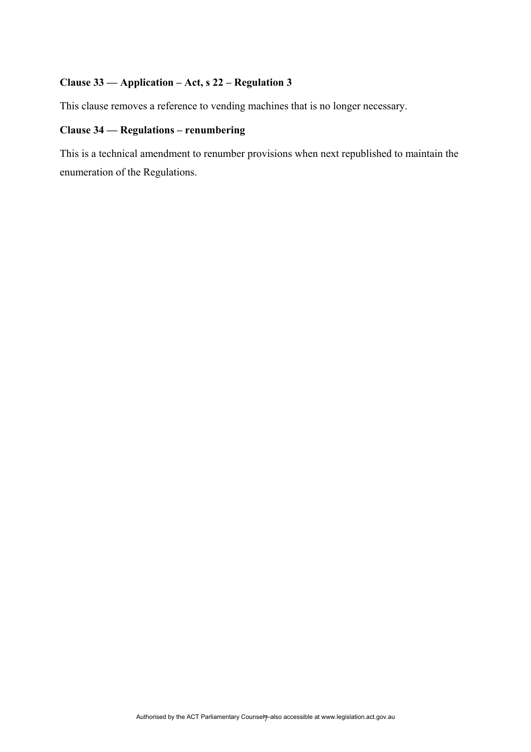**Clause 33 — Application – Act, s 22 – Regulation 3**

This clause removes a reference to vending machines that is no longer necessary.

**Clause 34 — Regulations – renumbering**

This is a technical amendment to renumber provisions when next republished to maintain the enumeration of the Regulations.